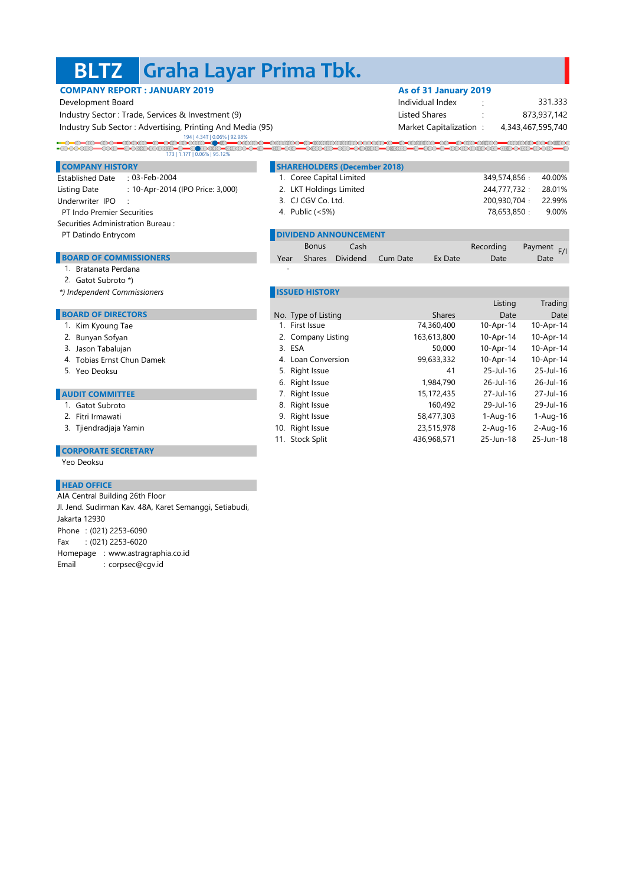# BLTZ Graha Layar Prima Tbk.

**COMPANY REPORT : JANUARY 2019**

Development Board
Industry Sector : Trade, Services & Investment (9)
Industry Sub Sector : Advertising, Printing And Media (95)

**As of 31 January 2019**

| | | |
|---|---|---|
| Individual Index | : | 331.333 |
| Listed Shares | : | 873,937,142 |
| Market Capitalization | : | 4,343,467,595,740 |

194 | 4.34T | 0.06% | 92.98%
173 | 1.17T | 0.06% | 95.12%

## COMPANY HISTORY

Established Date : 03-Feb-2004
Listing Date : 10-Apr-2014 (IPO Price: 3,000)
Underwriter IPO :
PT Indo Premier Securities
Securities Administration Bureau :
PT Datindo Entrycom

## BOARD OF COMMISSIONERS

1. Bratanata Perdana
2. Gatot Subroto *)

*) Independent Commissioners

## BOARD OF DIRECTORS

1. Kim Kyoung Tae
2. Bunyan Sofyan
3. Jason Tabalujan
4. Tobias Ernst Chun Damek
5. Yeo Deoksu

## AUDIT COMMITTEE

1. Gatot Subroto
2. Fitri Irmawati
3. Tjiendradjaja Yamin

## CORPORATE SECRETARY

Yeo Deoksu

## HEAD OFFICE

AIA Central Building 26th Floor
Jl. Jend. Sudirman Kav. 48A, Karet Semanggi, Setiabudi,
Jakarta 12930
Phone : (021) 2253-6090
Fax : (021) 2253-6020
Homepage : www.astragraphia.co.id
Email : corpsec@cgv.id

## SHAREHOLDERS (December 2018)

| No. | Shareholder | Shares | % |
|---|---|---|---|
| 1. | Coree Capital Limited | 349,574,856 | 40.00% |
| 2. | LKT Holdings Limited | 244,777,732 | 28.01% |
| 3. | CJ CGV Co. Ltd. | 200,930,704 | 22.99% |
| 4. | Public (<5%) | 78,653,850 | 9.00% |

## DIVIDEND ANNOUNCEMENT

| Year | Bonus Shares | Cash Dividend | Cum Date | Ex Date | Recording Date | Payment Date | F/I |
|---|---|---|---|---|---|---|---|
| - | | | | | | | |

## ISSUED HISTORY

| No. | Type of Listing | Shares | Listing Date | Trading Date |
|---|---|---|---|---|
| 1. | First Issue | 74,360,400 | 10-Apr-14 | 10-Apr-14 |
| 2. | Company Listing | 163,613,800 | 10-Apr-14 | 10-Apr-14 |
| 3. | ESA | 50,000 | 10-Apr-14 | 10-Apr-14 |
| 4. | Loan Conversion | 99,633,332 | 10-Apr-14 | 10-Apr-14 |
| 5. | Right Issue | 41 | 25-Jul-16 | 25-Jul-16 |
| 6. | Right Issue | 1,984,790 | 26-Jul-16 | 26-Jul-16 |
| 7. | Right Issue | 15,172,435 | 27-Jul-16 | 27-Jul-16 |
| 8. | Right Issue | 160,492 | 29-Jul-16 | 29-Jul-16 |
| 9. | Right Issue | 58,477,303 | 1-Aug-16 | 1-Aug-16 |
| 10. | Right Issue | 23,515,978 | 2-Aug-16 | 2-Aug-16 |
| 11. | Stock Split | 436,968,571 | 25-Jun-18 | 25-Jun-18 |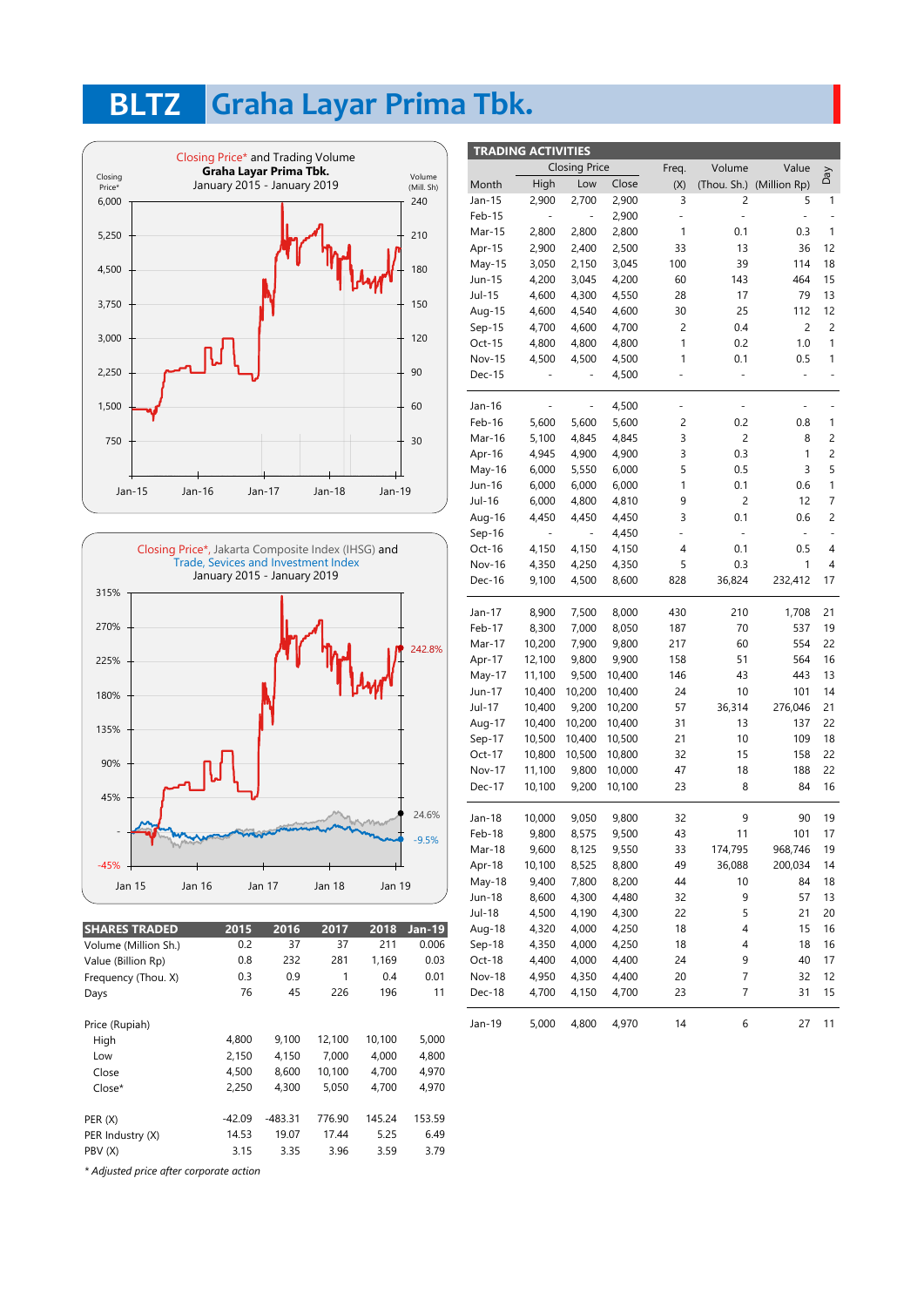# BLTZ Graha Layar Prima Tbk.

Closing Price* and Trading Volume
**Graha Layar Prima Tbk.**
January 2015 - January 2019

Closing Price*, Jakarta Composite Index (IHSG) and Trade, Sevices and Investment Index
January 2015 - January 2019

| SHARES TRADED | 2015 | 2016 | 2017 | 2018 | Jan-19 |
|---|---|---|---|---|---|
| Volume (Million Sh.) | 0.2 | 37 | 37 | 211 | 0.006 |
| Value (Billion Rp) | 0.8 | 232 | 281 | 1,169 | 0.03 |
| Frequency (Thou. X) | 0.3 | 0.9 | 1 | 0.4 | 0.01 |
| Days | 76 | 45 | 226 | 196 | 11 |
| | | | | | |
| Price (Rupiah) | | | | | |
| High | 4,800 | 9,100 | 12,100 | 10,100 | 5,000 |
| Low | 2,150 | 4,150 | 7,000 | 4,000 | 4,800 |
| Close | 4,500 | 8,600 | 10,100 | 4,700 | 4,970 |
| Close* | 2,250 | 4,300 | 5,050 | 4,700 | 4,970 |
| | | | | | |
| PER (X) | -42.09 | -483.31 | 776.90 | 145.24 | 153.59 |
| PER Industry (X) | 14.53 | 19.07 | 17.44 | 5.25 | 6.49 |
| PBV (X) | 3.15 | 3.35 | 3.96 | 3.59 | 3.79 |

*\* Adjusted price after corporate action*

**TRADING ACTIVITIES**

| Month | Closing Price High | Low | Close | Freq. (X) | Volume (Thou. Sh.) | Value (Million Rp) | Day |
|---|---|---|---|---|---|---|---|
| Jan-15 | 2,900 | 2,700 | 2,900 | 3 | 2 | 5 | 1 |
| Feb-15 | - | - | 2,900 | - | - | - | - |
| Mar-15 | 2,800 | 2,800 | 2,800 | 1 | 0.1 | 0.3 | 1 |
| Apr-15 | 2,900 | 2,400 | 2,500 | 33 | 13 | 36 | 12 |
| May-15 | 3,050 | 2,150 | 3,045 | 100 | 39 | 114 | 18 |
| Jun-15 | 4,200 | 3,045 | 4,200 | 60 | 143 | 464 | 15 |
| Jul-15 | 4,600 | 4,300 | 4,550 | 28 | 17 | 79 | 13 |
| Aug-15 | 4,600 | 4,540 | 4,600 | 30 | 25 | 112 | 12 |
| Sep-15 | 4,700 | 4,600 | 4,700 | 2 | 0.4 | 2 | 2 |
| Oct-15 | 4,800 | 4,800 | 4,800 | 1 | 0.2 | 1.0 | 1 |
| Nov-15 | 4,500 | 4,500 | 4,500 | 1 | 0.1 | 0.5 | 1 |
| Dec-15 | - | - | 4,500 | - | - | - | - |
| | | | | | | | |
| Jan-16 | - | - | 4,500 | - | - | - | - |
| Feb-16 | 5,600 | 5,600 | 5,600 | 2 | 0.2 | 0.8 | 1 |
| Mar-16 | 5,100 | 4,845 | 4,845 | 3 | 2 | 8 | 2 |
| Apr-16 | 4,945 | 4,900 | 4,900 | 3 | 0.3 | 1 | 2 |
| May-16 | 6,000 | 5,550 | 6,000 | 5 | 0.5 | 3 | 5 |
| Jun-16 | 6,000 | 6,000 | 6,000 | 1 | 0.1 | 0.6 | 1 |
| Jul-16 | 6,000 | 4,800 | 4,810 | 9 | 2 | 12 | 7 |
| Aug-16 | 4,450 | 4,450 | 4,450 | 3 | 0.1 | 0.6 | 2 |
| Sep-16 | - | - | 4,450 | - | - | - | - |
| Oct-16 | 4,150 | 4,150 | 4,150 | 4 | 0.1 | 0.5 | 4 |
| Nov-16 | 4,350 | 4,250 | 4,350 | 5 | 0.3 | 1 | 4 |
| Dec-16 | 9,100 | 4,500 | 8,600 | 828 | 36,824 | 232,412 | 17 |
| | | | | | | | |
| Jan-17 | 8,900 | 7,500 | 8,000 | 430 | 210 | 1,708 | 21 |
| Feb-17 | 8,300 | 7,000 | 8,050 | 187 | 70 | 537 | 19 |
| Mar-17 | 10,200 | 7,900 | 9,800 | 217 | 60 | 554 | 22 |
| Apr-17 | 12,100 | 9,800 | 9,900 | 158 | 51 | 564 | 16 |
| May-17 | 11,100 | 9,500 | 10,400 | 146 | 43 | 443 | 13 |
| Jun-17 | 10,400 | 10,200 | 10,400 | 24 | 10 | 101 | 14 |
| Jul-17 | 10,400 | 9,200 | 10,200 | 57 | 36,314 | 276,046 | 21 |
| Aug-17 | 10,400 | 10,200 | 10,400 | 31 | 13 | 137 | 22 |
| Sep-17 | 10,500 | 10,400 | 10,500 | 21 | 10 | 109 | 18 |
| Oct-17 | 10,800 | 10,500 | 10,800 | 32 | 15 | 158 | 22 |
| Nov-17 | 11,100 | 9,800 | 10,000 | 47 | 18 | 188 | 22 |
| Dec-17 | 10,100 | 9,200 | 10,100 | 23 | 8 | 84 | 16 |
| | | | | | | | |
| Jan-18 | 10,000 | 9,050 | 9,800 | 32 | 9 | 90 | 19 |
| Feb-18 | 9,800 | 8,575 | 9,500 | 43 | 11 | 101 | 17 |
| Mar-18 | 9,600 | 8,125 | 9,550 | 33 | 174,795 | 968,746 | 19 |
| Apr-18 | 10,100 | 8,525 | 8,800 | 49 | 36,088 | 200,034 | 14 |
| May-18 | 9,400 | 7,800 | 8,200 | 44 | 10 | 84 | 18 |
| Jun-18 | 8,600 | 4,300 | 4,480 | 32 | 9 | 57 | 13 |
| Jul-18 | 4,500 | 4,190 | 4,300 | 22 | 5 | 21 | 20 |
| Aug-18 | 4,320 | 4,000 | 4,250 | 18 | 4 | 15 | 16 |
| Sep-18 | 4,350 | 4,000 | 4,250 | 18 | 4 | 18 | 16 |
| Oct-18 | 4,400 | 4,000 | 4,400 | 24 | 9 | 40 | 17 |
| Nov-18 | 4,950 | 4,350 | 4,400 | 20 | 7 | 32 | 12 |
| Dec-18 | 4,700 | 4,150 | 4,700 | 23 | 7 | 31 | 15 |
| | | | | | | | |
| Jan-19 | 5,000 | 4,800 | 4,970 | 14 | 6 | 27 | 11 |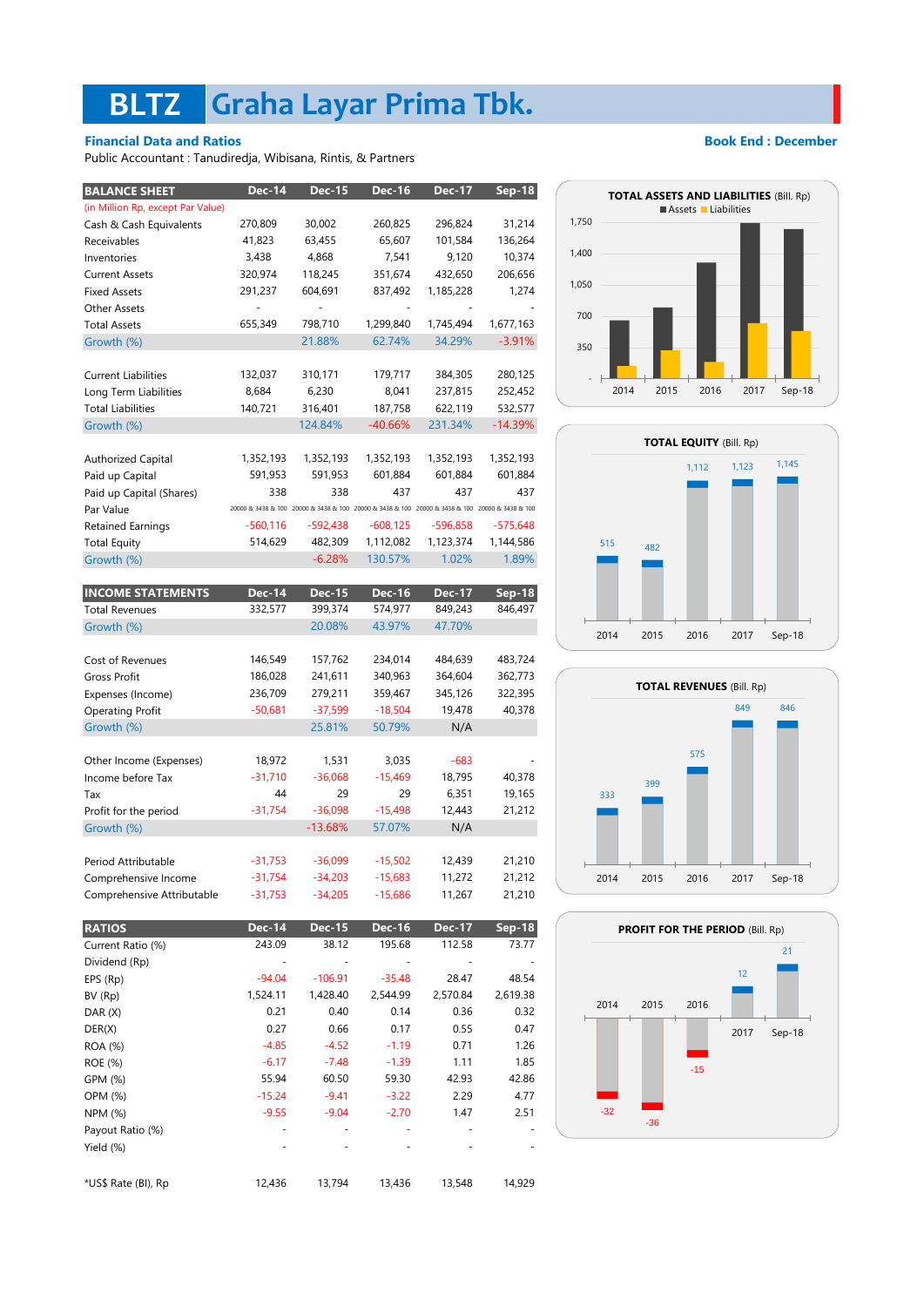# BLTZ Graha Layar Prima Tbk.

**Financial Data and Ratios** **Book End : December**

Public Accountant : Tanudiredja, Wibisana, Rintis, & Partners

| BALANCE SHEET | Dec-14 | Dec-15 | Dec-16 | Dec-17 | Sep-18 |
|---|---|---|---|---|---|
| (in Million Rp, except Par Value) | | | | | |
| Cash & Cash Equivalents | 270,809 | 30,002 | 260,825 | 296,824 | 31,214 |
| Receivables | 41,823 | 63,455 | 65,607 | 101,584 | 136,264 |
| Inventories | 3,438 | 4,868 | 7,541 | 9,120 | 10,374 |
| Current Assets | 320,974 | 118,245 | 351,674 | 432,650 | 206,656 |
| Fixed Assets | 291,237 | 604,691 | 837,492 | 1,185,228 | 1,274 |
| Other Assets | - | - | - | - | - |
| Total Assets | 655,349 | 798,710 | 1,299,840 | 1,745,494 | 1,677,163 |
| Growth (%) | | 21.88% | 62.74% | 34.29% | -3.91% |
| | | | | | |
| Current Liabilities | 132,037 | 310,171 | 179,717 | 384,305 | 280,125 |
| Long Term Liabilities | 8,684 | 6,230 | 8,041 | 237,815 | 252,452 |
| Total Liabilities | 140,721 | 316,401 | 187,758 | 622,119 | 532,577 |
| Growth (%) | | 124.84% | -40.66% | 231.34% | -14.39% |
| | | | | | |
| Authorized Capital | 1,352,193 | 1,352,193 | 1,352,193 | 1,352,193 | 1,352,193 |
| Paid up Capital | 591,953 | 591,953 | 601,884 | 601,884 | 601,884 |
| Paid up Capital (Shares) | 338 | 338 | 437 | 437 | 437 |
| Par Value | 20000 & 3438 & 100 | 20000 & 3438 & 100 | 20000 & 3438 & 100 | 20000 & 3438 & 100 | 20000 & 3438 & 100 |
| Retained Earnings | -560,116 | -592,438 | -608,125 | -596,858 | -575,648 |
| Total Equity | 514,629 | 482,309 | 1,112,082 | 1,123,374 | 1,144,586 |
| Growth (%) | | -6.28% | 130.57% | 1.02% | 1.89% |

| INCOME STATEMENTS | Dec-14 | Dec-15 | Dec-16 | Dec-17 | Sep-18 |
|---|---|---|---|---|---|
| Total Revenues | 332,577 | 399,374 | 574,977 | 849,243 | 846,497 |
| Growth (%) | | 20.08% | 43.97% | 47.70% | |
| | | | | | |
| Cost of Revenues | 146,549 | 157,762 | 234,014 | 484,639 | 483,724 |
| Gross Profit | 186,028 | 241,611 | 340,963 | 364,604 | 362,773 |
| Expenses (Income) | 236,709 | 279,211 | 359,467 | 345,126 | 322,395 |
| Operating Profit | -50,681 | -37,599 | -18,504 | 19,478 | 40,378 |
| Growth (%) | | 25.81% | 50.79% | N/A | |
| | | | | | |
| Other Income (Expenses) | 18,972 | 1,531 | 3,035 | -683 | - |
| Income before Tax | -31,710 | -36,068 | -15,469 | 18,795 | 40,378 |
| Tax | 44 | 29 | 29 | 6,351 | 19,165 |
| Profit for the period | -31,754 | -36,098 | -15,498 | 12,443 | 21,212 |
| Growth (%) | | -13.68% | 57.07% | N/A | |
| | | | | | |
| Period Attributable | -31,753 | -36,099 | -15,502 | 12,439 | 21,210 |
| Comprehensive Income | -31,754 | -34,203 | -15,683 | 11,272 | 21,212 |
| Comprehensive Attributable | -31,753 | -34,205 | -15,686 | 11,267 | 21,210 |

| RATIOS | Dec-14 | Dec-15 | Dec-16 | Dec-17 | Sep-18 |
|---|---|---|---|---|---|
| Current Ratio (%) | 243.09 | 38.12 | 195.68 | 112.58 | 73.77 |
| Dividend (Rp) | - | - | - | - | - |
| EPS (Rp) | -94.04 | -106.91 | -35.48 | 28.47 | 48.54 |
| BV (Rp) | 1,524.11 | 1,428.40 | 2,544.99 | 2,570.84 | 2,619.38 |
| DAR (X) | 0.21 | 0.40 | 0.14 | 0.36 | 0.32 |
| DER(X) | 0.27 | 0.66 | 0.17 | 0.55 | 0.47 |
| ROA (%) | -4.85 | -4.52 | -1.19 | 0.71 | 1.26 |
| ROE (%) | -6.17 | -7.48 | -1.39 | 1.11 | 1.85 |
| GPM (%) | 55.94 | 60.50 | 59.30 | 42.93 | 42.86 |
| OPM (%) | -15.24 | -9.41 | -3.22 | 2.29 | 4.77 |
| NPM (%) | -9.55 | -9.04 | -2.70 | 1.47 | 2.51 |
| Payout Ratio (%) | - | - | - | - | - |
| Yield (%) | - | - | - | - | - |
| | | | | | |
| *US$ Rate (BI), Rp | 12,436 | 13,794 | 13,436 | 13,548 | 14,929 |

**TOTAL ASSETS AND LIABILITIES** (Bill. Rp)

Assets Liabilities

1,750
1,400
1,050
700
350
-

2014 2015 2016 2017 Sep-18

**TOTAL EQUITY** (Bill. Rp)

515 482 1,112 1,123 1,145

2014 2015 2016 2017 Sep-18

**TOTAL REVENUES** (Bill. Rp)

333 399 575 849 846

2014 2015 2016 2017 Sep-18

**PROFIT FOR THE PERIOD** (Bill. Rp)

-32 -36 -15 12 21

2014 2015 2016 2017 Sep-18